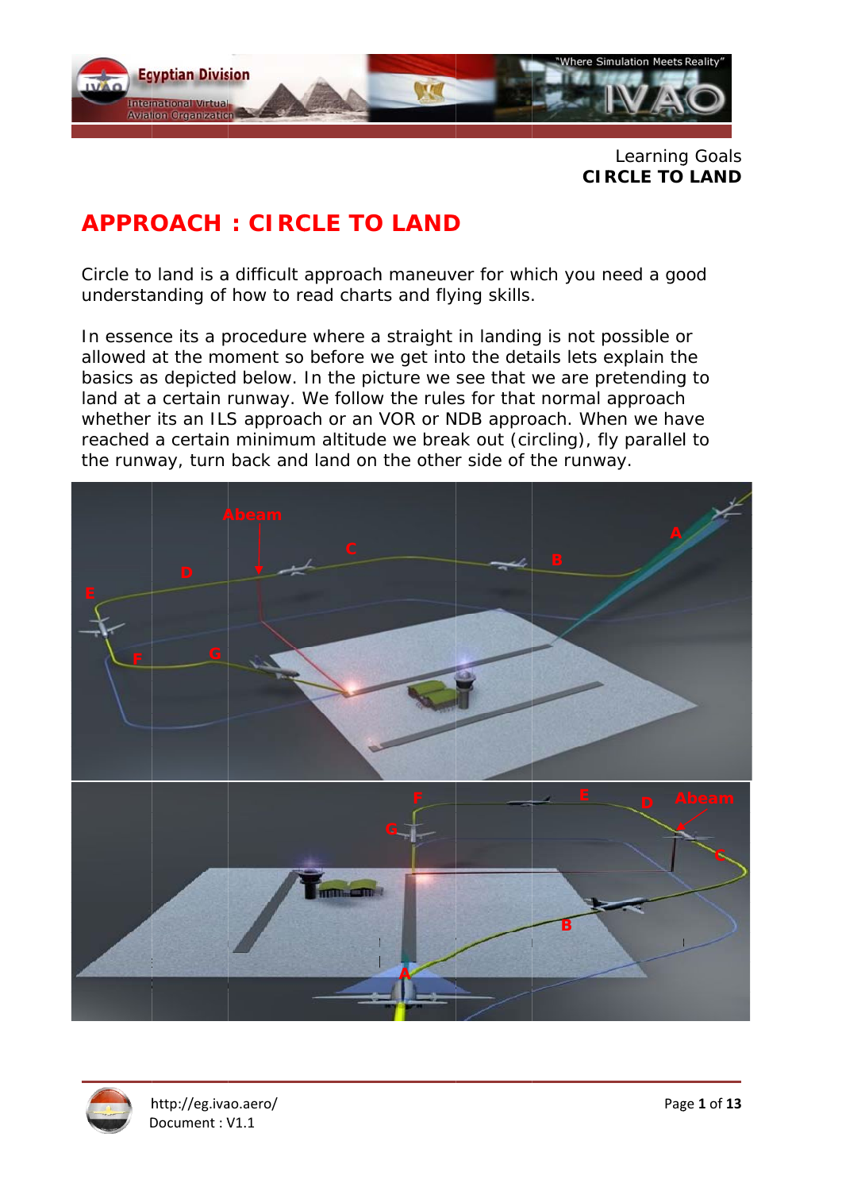Learning Goals
**CIRCLE TO LAND**

# APPROACH : CIRCLE TO LAND

Circle to land is a difficult approach maneuver for which you need a good understanding of how to read charts and flying skills.

In essence its a procedure where a straight in landing is not possible or allowed at the moment so before we get into the details lets explain the basics as depicted below. In the picture we see that we are pretending to land at a certain runway. We follow the rules for that normal approach whether its an ILS approach or an VOR or NDB approach. When we have reached a certain minimum altitude we break out (circling), fly parallel to the runway, turn back and land on the other side of the runway.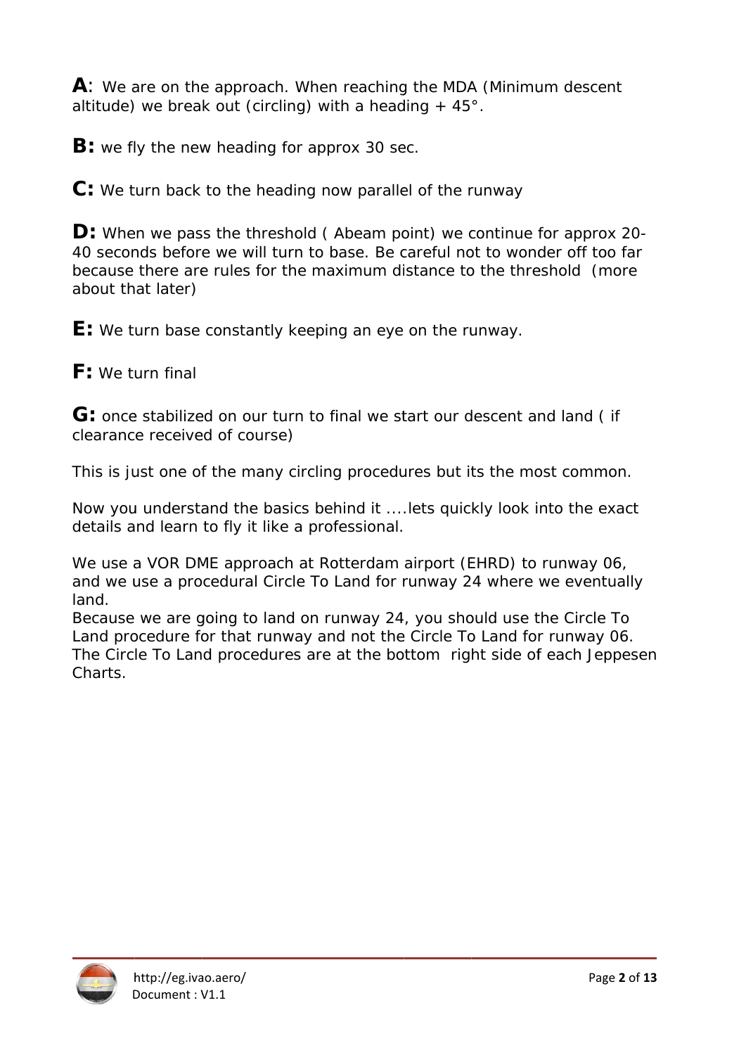**A**: We are on the approach. When reaching the MDA (Minimum descent altitude) we break out (circling) with a heading + 45°.

**B:** we fly the new heading for approx 30 sec.

**C:** We turn back to the heading now parallel of the runway

**D:** When we pass the threshold ( Abeam point) we continue for approx 20-40 seconds before we will turn to base. Be careful not to wonder off too far because there are rules for the maximum distance to the threshold (more about that later)

**E:** We turn base constantly keeping an eye on the runway.

**F:** We turn final

**G:** once stabilized on our turn to final we start our descent and land ( if clearance received of course)

This is just one of the many circling procedures but its the most common.

Now you understand the basics behind it ....lets quickly look into the exact details and learn to fly it like a professional.

We use a VOR DME approach at Rotterdam airport (EHRD) to runway 06, and we use a procedural Circle To Land for runway 24 where we eventually land.
Because we are going to land on runway 24, you should use the Circle To Land procedure for that runway and not the Circle To Land for runway 06. The Circle To Land procedures are at the bottom right side of each Jeppesen Charts.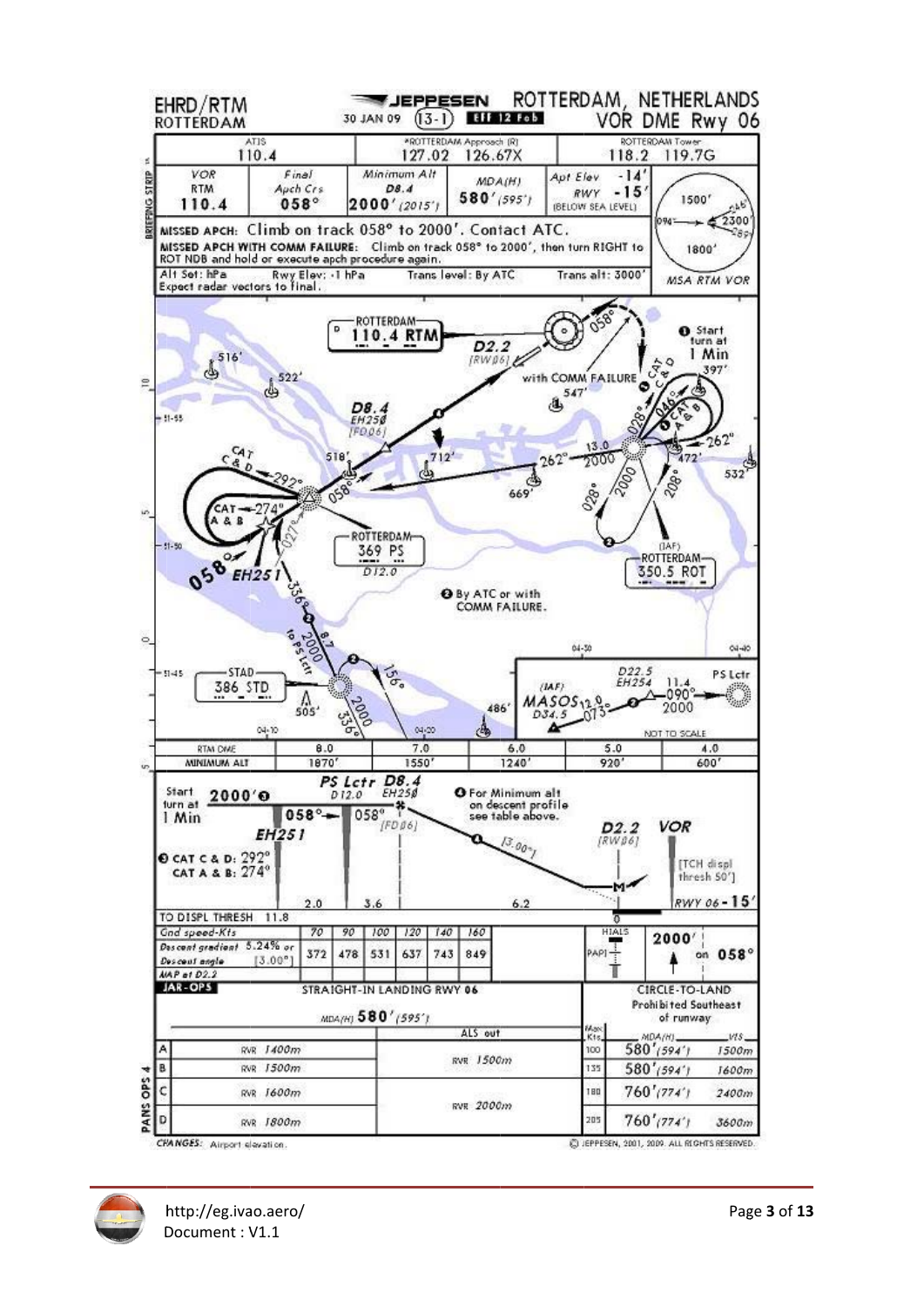# EHRD/RTM ROTTERDAM

JEPPESEN — 30 JAN 09 — (13-1) — Eff 12 Feb

## ROTTERDAM, NETHERLANDS — VOR DME Rwy 06

| ATIS | *ROTTERDAM Approach (R) | ROTTERDAM Tower |
| --- | --- | --- |
| 110.4 | 127.02 126.67X | 118.2 119.7G |

| VOR | Final Apch Crs | Minimum Alt | MDA(H) | Apt Elev | MSA RTM VOR |
| --- | --- | --- | --- | --- | --- |
| RTM 110.4 | 058° | D8.4 2000' (2015') | 580' (595') | -14' RWY -15' (BELOW SEA LEVEL) | 1500' / 2300' / 1800' |

**MISSED APCH:** Climb on track 058° to 2000'. Contact ATC.

**MISSED APCH WITH COMM FAILURE:** Climb on track 058° to 2000', then turn RIGHT to ROT NDB and hold or execute apch procedure again.

Alt Set: hPa — Rwy Elev: -1 hPa — Trans level: By ATC — Trans alt: 3000'

Expect radar vectors to final.

ROTTERDAM 110.4 RTM; D2.2 [RW06]; D8.4 EH250 [FD06]; ROTTERDAM 369 PS D12.0; EH251; STAD 386 STD; (IAF) ROTTERDAM 350.5 ROT; (IAF) MASOS D34.5; D22.5 EH254; PS Lctr

❶ Start turn at 1 Min

❷ By ATC or with COMM FAILURE.

❸ CAT C & D: 292° CAT A & B: 274°

❹ For Minimum alt on descent profile see table above.

| RTM DME | 8.0 | 7.0 | 6.0 | 5.0 | 4.0 |
| --- | --- | --- | --- | --- | --- |
| MINIMUM ALT | 1870' | 1550' | 1240' | 920' | 600' |

TO DISPL THRESH 11.8 — 2.0 — 3.6 — 6.2 — 0

[TCH displ thresh 50'] RWY 06 -15'

| Gnd speed-Kts | 70 | 90 | 100 | 120 | 140 | 160 |
| --- | --- | --- | --- | --- | --- | --- |
| Descent gradient 5.24% or Descent angle [3.00°] | 372 | 478 | 531 | 637 | 743 | 849 |

MAP at D2.2

HIALS — PAPI — 2000' on 058°

### JAR-OPS — STRAIGHT-IN LANDING RWY 06

MDA(H) 580' (595')

| | ALS out | |
| --- | --- | --- |
| A | RVR 1400m | RVR 1500m |
| B | RVR 1500m | RVR 1500m |
| C | RVR 1600m | RVR 2000m |
| D | RVR 1800m | RVR 2000m |

### CIRCLE-TO-LAND

Prohibited Southeast of runway

| | Max Kts | MDA(H) | VIS |
| --- | --- | --- | --- |
| A | 100 | 580' (594') | 1500m |
| B | 135 | 580' (594') | 1600m |
| C | 180 | 760' (774') | 2400m |
| D | 205 | 760' (774') | 3600m |

CHANGES: Airport elevation.

© JEPPESEN, 2001, 2009. ALL RIGHTS RESERVED.

http://eg.ivao.aero/
Document : V1.1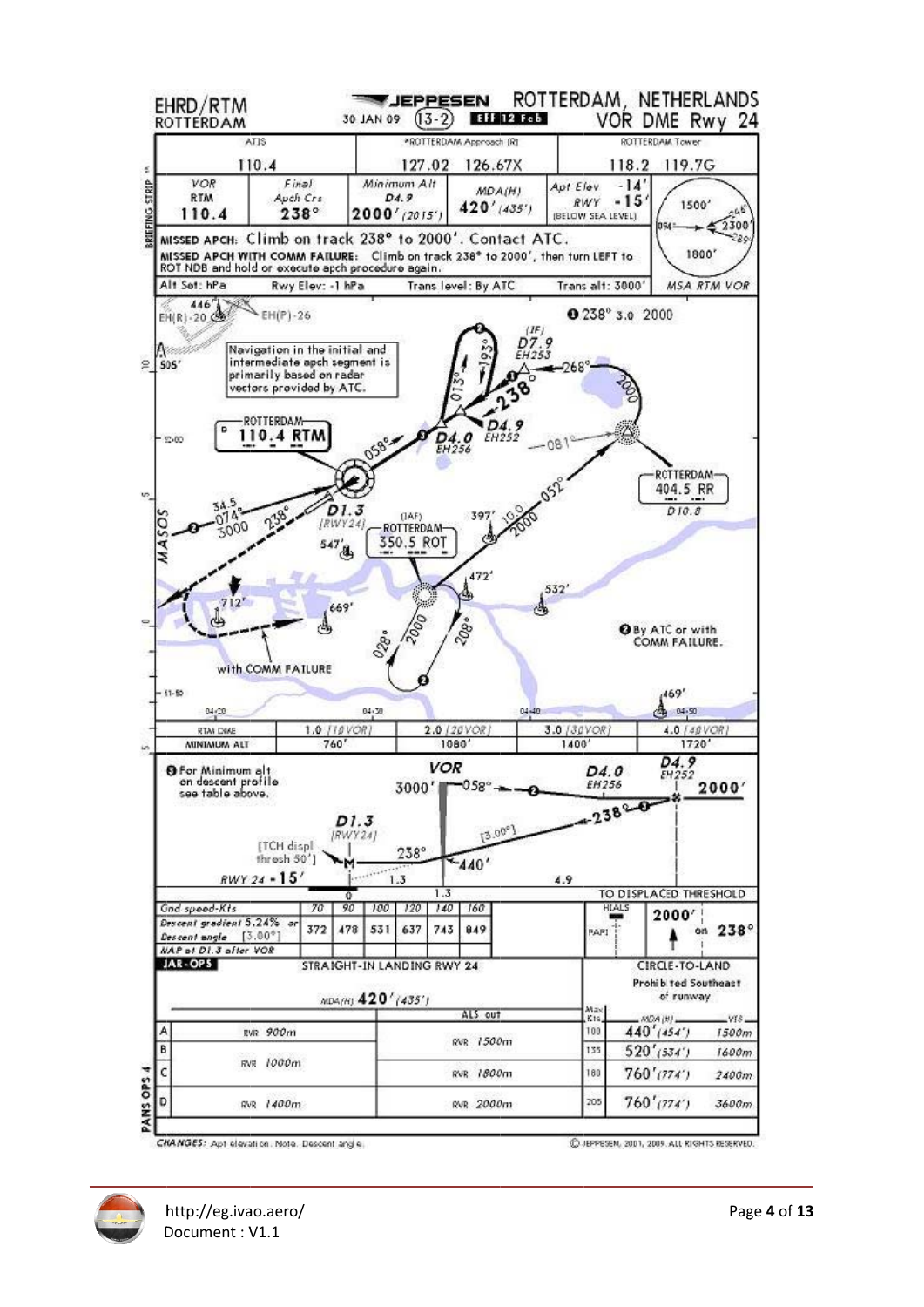# EHRD/RTM ROTTERDAM

JEPPESEN — 30 JAN 09 (13-2) Eff 12 Feb

## ROTTERDAM, NETHERLANDS — VOR DME Rwy 24

| ATIS | *ROTTERDAM Approach (R) | ROTTERDAM Tower |
|---|---|---|
| 110.4 | 127.02 126.67X | 118.2 119.7G |

| VOR RTM | Final Apch Crs | Minimum Alt D4.9 | MDA(H) | Apt Elev / RWY |
|---|---|---|---|---|
| 110.4 | 238° | 2000' (2015') | 420' (435') | -14' / -15' (BELOW SEA LEVEL) |

MSA RTM VOR: 1500' / 2300' / 1800'

**MISSED APCH:** Climb on track 238° to 2000'. Contact ATC.

**MISSED APCH WITH COMM FAILURE:** Climb on track 238° to 2000', then turn LEFT to ROT NDB and hold or execute apch procedure again.

Alt Set: hPa — Rwy Elev: -1 hPa — Trans level: By ATC — Trans alt: 3000'

Navigation in the initial and intermediate apch segment is primarily based on radar vectors provided by ATC.

❶ 238° 3.0 2000

❷ By ATC or with COMM FAILURE.

❸ For Minimum alt on descent profile see table above.

| RTM DME | 1.0 (1DVOR) | 2.0 (2DVOR) | 3.0 (3DVOR) | 4.0 (4DVOR) |
|---|---|---|---|---|
| MINIMUM ALT | 760' | 1080' | 1400' | 1720' |

TO DISPLACED THRESHOLD

| Gnd speed-Kts | 70 | 90 | 100 | 120 | 140 | 160 |
|---|---|---|---|---|---|---|
| Descent gradient 5.24% or Descent angle [3.00°] | 372 | 478 | 531 | 637 | 743 | 849 |

MAP at D1.3 after VOR

HIALS — PAPI — 2000' on 238°

### JAR-OPS

**STRAIGHT-IN LANDING RWY 24** — MDA(H) 420' (435')

| | | ALS out |
|---|---|---|
| A | RVR 900m | RVR 1500m |
| B | RVR 900m | RVR 1500m |
| C | RVR 1000m | RVR 1800m |
| D | RVR 1400m | RVR 2000m |

**CIRCLE-TO-LAND** — Prohibited Southeast of runway

| Max Kts | MDA(H) | VIS |
|---|---|---|
| 100 | 440' (454') | 1500m |
| 135 | 520' (534') | 1600m |
| 180 | 760' (774') | 2400m |
| 205 | 760' (774') | 3600m |

CHANGES: Apt elevation. Note. Descent angle.

© JEPPESEN, 2001, 2009. ALL RIGHTS RESERVED.

http://eg.ivao.aero/
Document : V1.1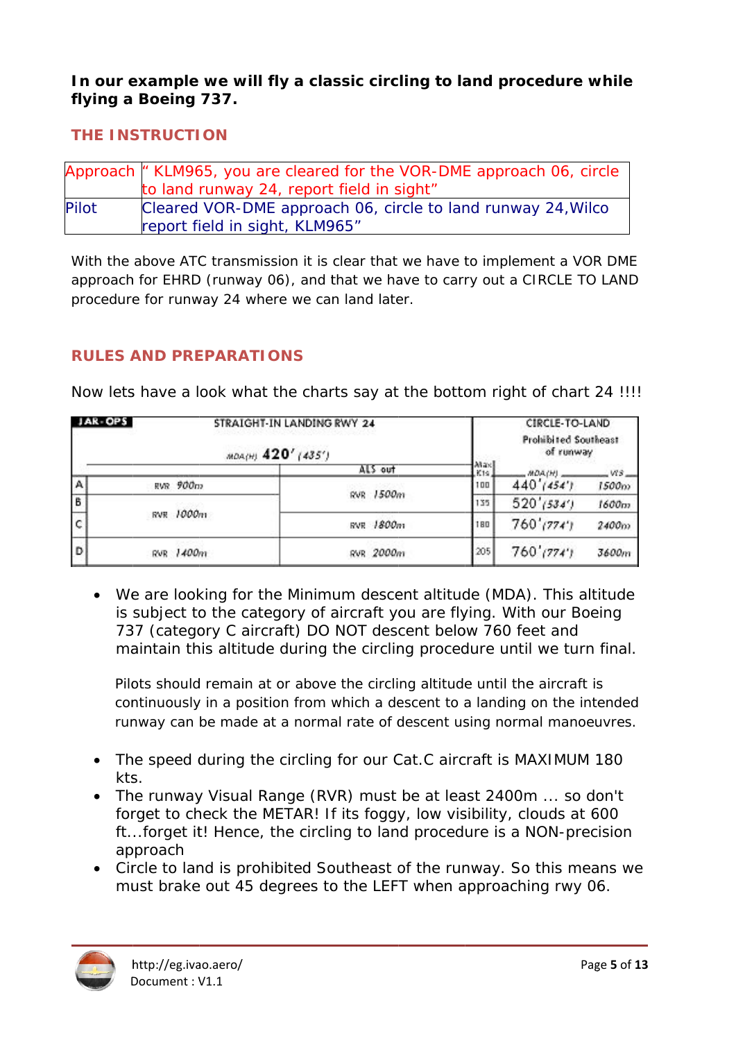**In our example we will fly a classic circling to land procedure while flying a Boeing 737.**

## THE INSTRUCTION

| Approach | " KLM965, you are cleared for the VOR-DME approach 06, circle to land runway 24, report field in sight" |
|---|---|
| Pilot | Cleared VOR-DME approach 06, circle to land runway 24,Wilco report field in sight, KLM965" |

With the above ATC transmission it is clear that we have to implement a VOR DME approach for EHRD (runway 06), and that we have to carry out a CIRCLE TO LAND procedure for runway 24 where we can land later.

## RULES AND PREPARATIONS

Now lets have a look what the charts say at the bottom right of chart 24 !!!!

| JAR-OPS | STRAIGHT-IN LANDING RWY 24 MDA(H) 420' (435') | | CIRCLE-TO-LAND Prohibited Southeast of runway | | |
|---|---|---|---|---|---|
| | | ALS out | Max Kts | MDA(H) | VIS |
| A | RVR 900m | RVR 1500m | 100 | 440' (454') | 1500m |
| B | RVR 1000m | | 135 | 520' (534') | 1600m |
| C | | RVR 1800m | 180 | 760' (774') | 2400m |
| D | RVR 1400m | RVR 2000m | 205 | 760' (774') | 3600m |

- We are looking for the Minimum descent altitude (MDA). This altitude is subject to the category of aircraft you are flying. With our Boeing 737 (category C aircraft) DO NOT descent below 760 feet and maintain this altitude during the circling procedure until we turn final.

  Pilots should remain at or above the circling altitude until the aircraft is continuously in a position from which a descent to a landing on the intended runway can be made at a normal rate of descent using normal manoeuvres.

- The speed during the circling for our Cat.C aircraft is MAXIMUM 180 kts.
- The runway Visual Range (RVR) must be at least 2400m ... so don't forget to check the METAR! If its foggy, low visibility, clouds at 600 ft...forget it! Hence, the circling to land procedure is a NON-precision approach
- Circle to land is prohibited Southeast of the runway. So this means we must brake out 45 degrees to the LEFT when approaching rwy 06.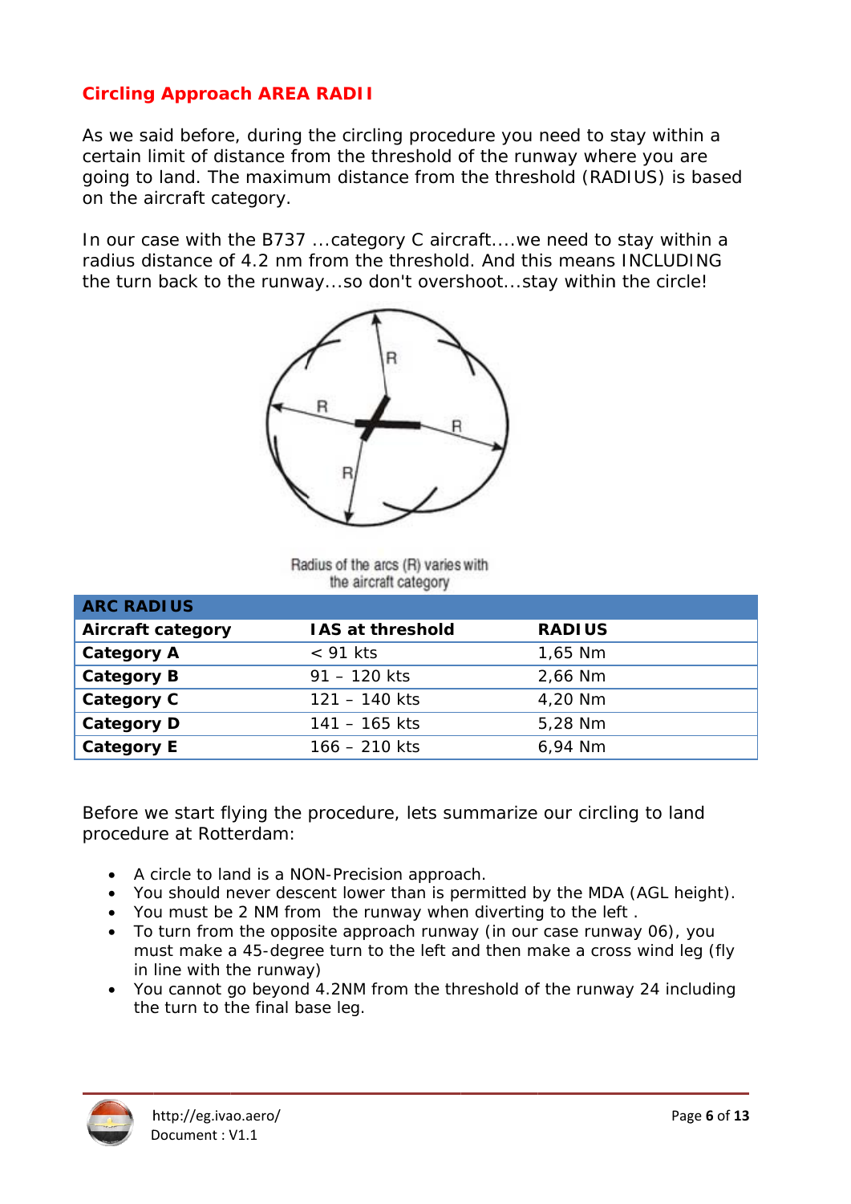## Circling Approach AREA RADII

As we said before, during the circling procedure you need to stay within a certain limit of distance from the threshold of the runway where you are going to land. The maximum distance from the threshold (RADIUS) is based on the aircraft category.

In our case with the B737 ...category C aircraft....we need to stay within a radius distance of 4.2 nm from the threshold. And this means INCLUDING the turn back to the runway...so don't overshoot...stay within the circle!

Radius of the arcs (R) varies with the aircraft category

| ARC RADIUS | | |
|---|---|---|
| **Aircraft category** | **IAS at threshold** | **RADIUS** |
| **Category A** | < 91 kts | 1,65 Nm |
| **Category B** | 91 – 120 kts | 2,66 Nm |
| **Category C** | 121 – 140 kts | 4,20 Nm |
| **Category D** | 141 – 165 kts | 5,28 Nm |
| **Category E** | 166 – 210 kts | 6,94 Nm |

Before we start flying the procedure, lets summarize our circling to land procedure at Rotterdam:

- A circle to land is a NON-Precision approach.
- You should never descent lower than is permitted by the MDA (AGL height).
- You must be 2 NM from the runway when diverting to the left .
- To turn from the opposite approach runway (in our case runway 06), you must make a 45-degree turn to the left and then make a cross wind leg (fly in line with the runway)
- You cannot go beyond 4.2NM from the threshold of the runway 24 including the turn to the final base leg.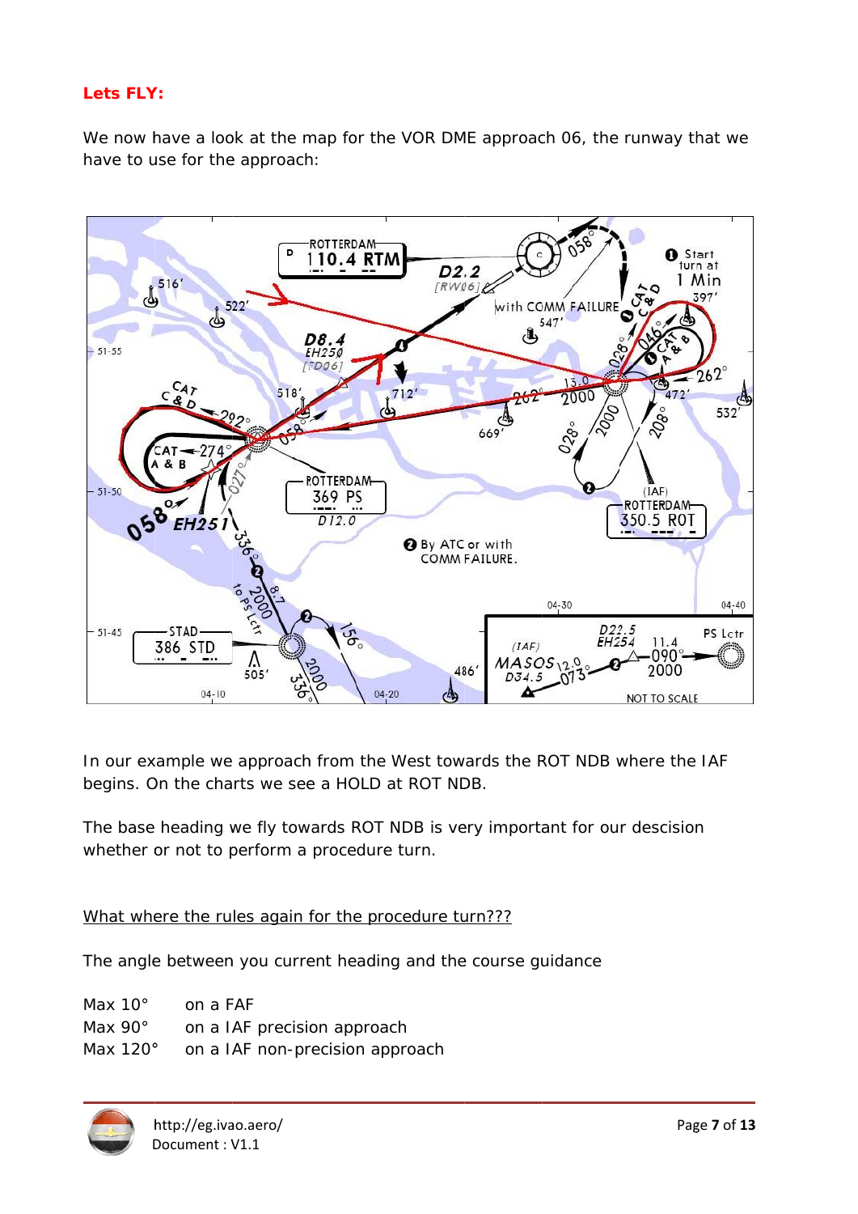**Lets FLY:**

We now have a look at the map for the VOR DME approach 06, the runway that we have to use for the approach:

In our example we approach from the West towards the ROT NDB where the IAF begins. On the charts we see a HOLD at ROT NDB.

The base heading we fly towards ROT NDB is very important for our descision whether or not to perform a procedure turn.

<u>What where the rules again for the procedure turn???</u>

The angle between you current heading and the course guidance

| | |
|---|---|
| Max 10° | on a FAF |
| Max 90° | on a IAF precision approach |
| Max 120° | on a IAF non-precision approach |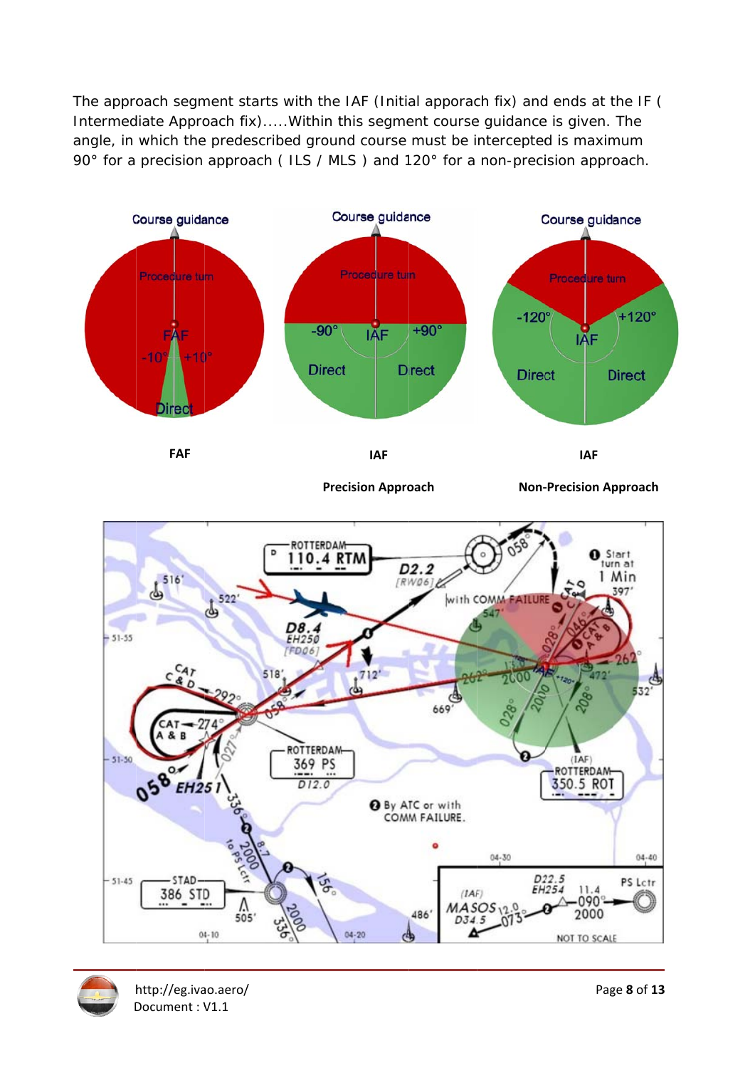The approach segment starts with the IAF (Initial apporach fix) and ends at the IF ( Intermediate Approach fix).....Within this segment course guidance is given. The angle, in which the predescribed ground course must be intercepted is maximum 90° for a precision approach ( ILS / MLS ) and 120° for a non-precision approach.

**FAF** | **IAF** | **IAF**

**Precision Approach** | **Non-Precision Approach**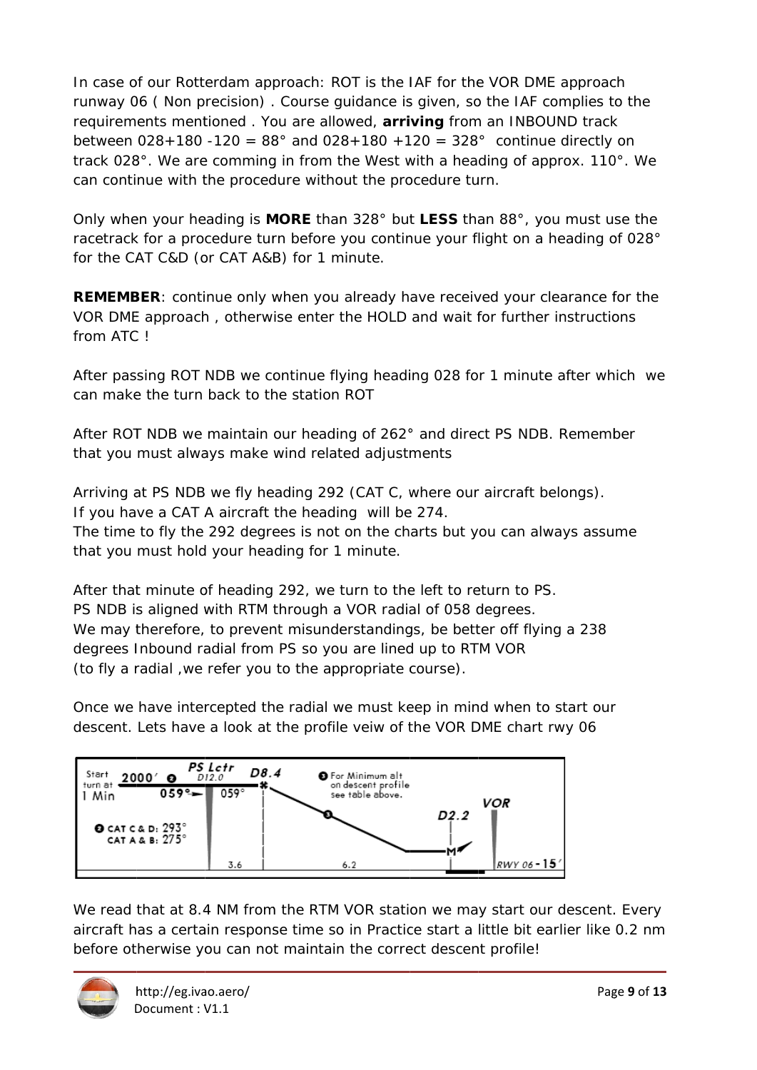In case of our Rotterdam approach: ROT is the IAF for the VOR DME approach runway 06 ( Non precision) . Course guidance is given, so the IAF complies to the requirements mentioned . You are allowed, **arriving** from an INBOUND track between 028+180 -120 = 88° and 028+180 +120 = 328° continue directly on track 028°. We are comming in from the West with a heading of approx. 110°. We can continue with the procedure without the procedure turn.

Only when your heading is **MORE** than 328° but **LESS** than 88°, you must use the racetrack for a procedure turn before you continue your flight on a heading of 028° for the CAT C&D (or CAT A&B) for 1 minute.

**REMEMBER**: continue only when you already have received your clearance for the VOR DME approach , otherwise enter the HOLD and wait for further instructions from ATC !

After passing ROT NDB we continue flying heading 028 for 1 minute after which we can make the turn back to the station ROT

After ROT NDB we maintain our heading of 262° and direct PS NDB. Remember that you must always make wind related adjustments

Arriving at PS NDB we fly heading 292 (CAT C, where our aircraft belongs).
If you have a CAT A aircraft the heading will be 274.
The time to fly the 292 degrees is not on the charts but you can always assume that you must hold your heading for 1 minute.

After that minute of heading 292, we turn to the left to return to PS.
PS NDB is aligned with RTM through a VOR radial of 058 degrees.
We may therefore, to prevent misunderstandings, be better off flying a 238 degrees Inbound radial from PS so you are lined up to RTM VOR
(to fly a radial ,we refer you to the appropriate course).

Once we have intercepted the radial we must keep in mind when to start our descent. Lets have a look at the profile veiw of the VOR DME chart rwy 06

We read that at 8.4 NM from the RTM VOR station we may start our descent. Every aircraft has a certain response time so in Practice start a little bit earlier like 0.2 nm before otherwise you can not maintain the correct descent profile!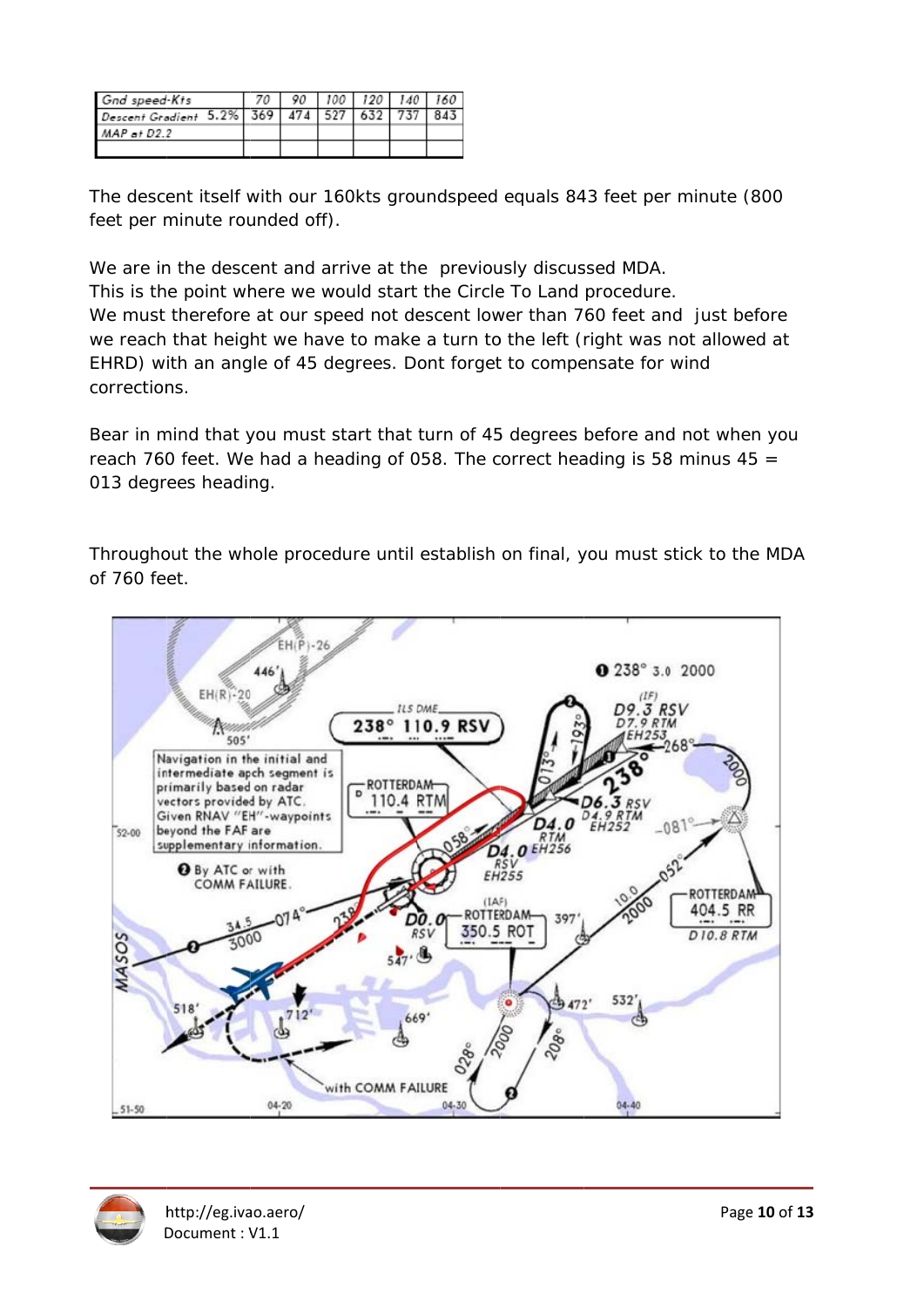| Gnd speed-Kts | 70 | 90 | 100 | 120 | 140 | 160 |
|---|---|---|---|---|---|---|
| Descent Gradient 5.2% | 369 | 474 | 527 | 632 | 737 | 843 |
| MAP at D2.2 | | | | | | |
| | | | | | | |

The descent itself with our 160kts groundspeed equals 843 feet per minute (800 feet per minute rounded off).

We are in the descent and arrive at the previously discussed MDA.
This is the point where we would start the Circle To Land procedure.
We must therefore at our speed not descent lower than 760 feet and just before we reach that height we have to make a turn to the left (right was not allowed at EHRD) with an angle of 45 degrees. Dont forget to compensate for wind corrections.

Bear in mind that you must start that turn of 45 degrees before and not when you reach 760 feet. We had a heading of 058. The correct heading is 58 minus 45 = 013 degrees heading.

Throughout the whole procedure until establish on final, you must stick to the MDA of 760 feet.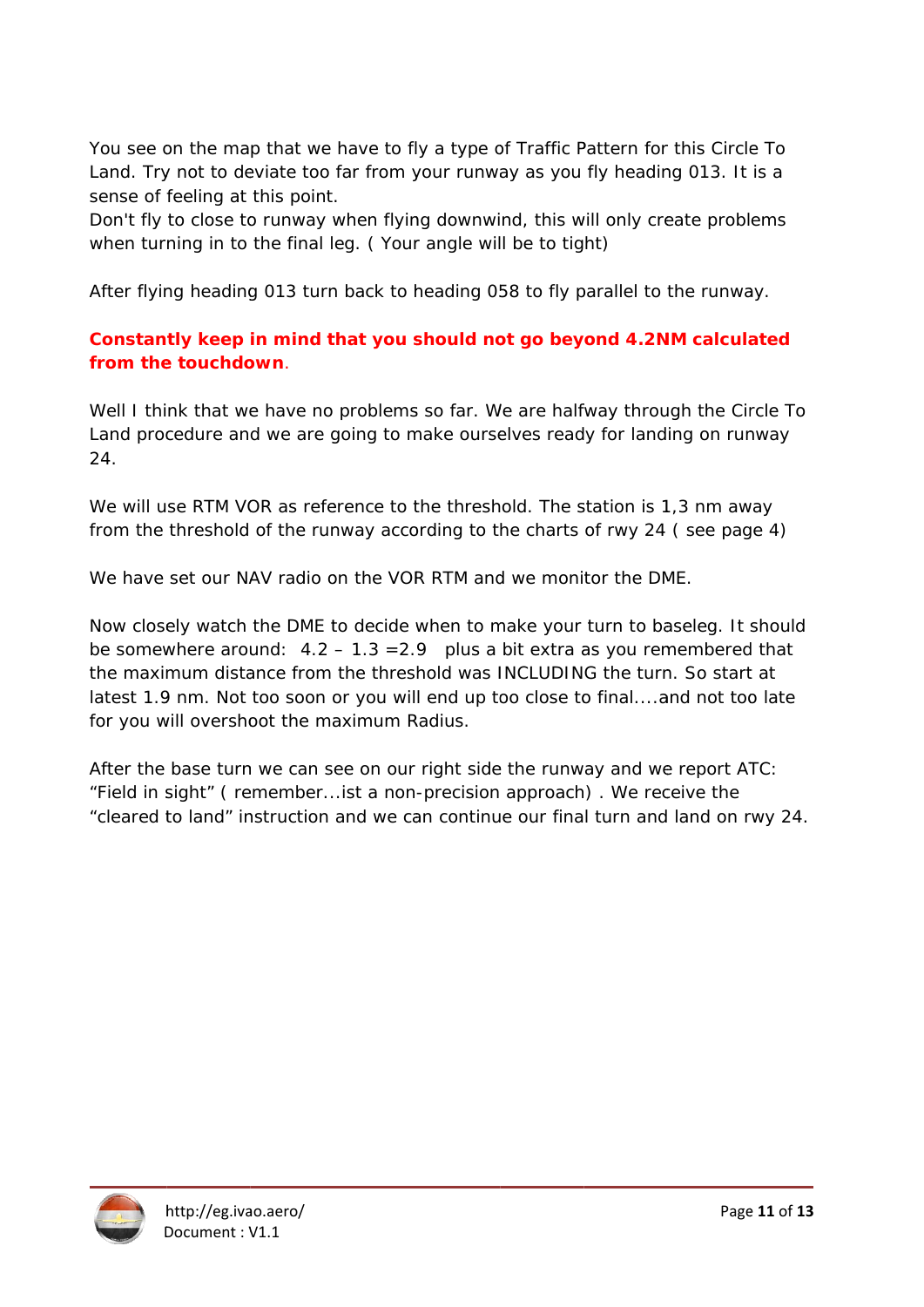You see on the map that we have to fly a type of Traffic Pattern for this Circle To Land. Try not to deviate too far from your runway as you fly heading 013. It is a sense of feeling at this point.
Don't fly to close to runway when flying downwind, this will only create problems when turning in to the final leg. ( Your angle will be to tight)

After flying heading 013 turn back to heading 058 to fly parallel to the runway.

**Constantly keep in mind that you should not go beyond 4.2NM calculated from the touchdown**.

Well I think that we have no problems so far. We are halfway through the Circle To Land procedure and we are going to make ourselves ready for landing on runway 24.

We will use RTM VOR as reference to the threshold. The station is 1,3 nm away from the threshold of the runway according to the charts of rwy 24 ( see page 4)

We have set our NAV radio on the VOR RTM and we monitor the DME.

Now closely watch the DME to decide when to make your turn to baseleg. It should be somewhere around: 4.2 – 1.3 =2.9 plus a bit extra as you remembered that the maximum distance from the threshold was INCLUDING the turn. So start at latest 1.9 nm. Not too soon or you will end up too close to final....and not too late for you will overshoot the maximum Radius.

After the base turn we can see on our right side the runway and we report ATC: "Field in sight" ( remember...ist a non-precision approach) . We receive the "cleared to land" instruction and we can continue our final turn and land on rwy 24.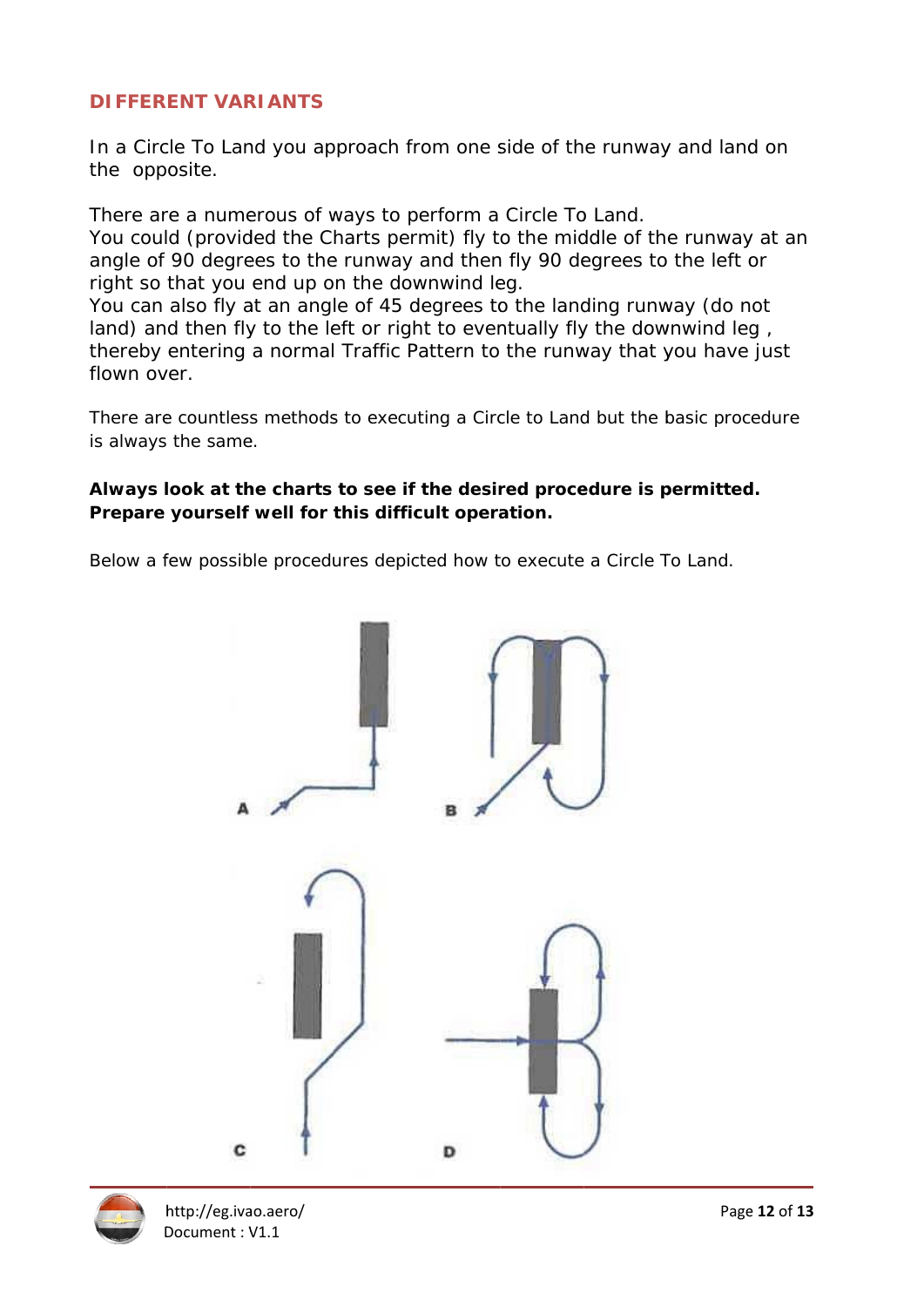## DIFFERENT VARIANTS

In a Circle To Land you approach from one side of the runway and land on the opposite.

There are a numerous of ways to perform a Circle To Land.
You could (provided the Charts permit) fly to the middle of the runway at an angle of 90 degrees to the runway and then fly 90 degrees to the left or right so that you end up on the downwind leg.
You can also fly at an angle of 45 degrees to the landing runway (do not land) and then fly to the left or right to eventually fly the downwind leg , thereby entering a normal Traffic Pattern to the runway that you have just flown over.

There are countless methods to executing a Circle to Land but the basic procedure is always the same.

**Always look at the charts to see if the desired procedure is permitted. Prepare yourself well for this difficult operation.**

Below a few possible procedures depicted how to execute a Circle To Land.

A B

C D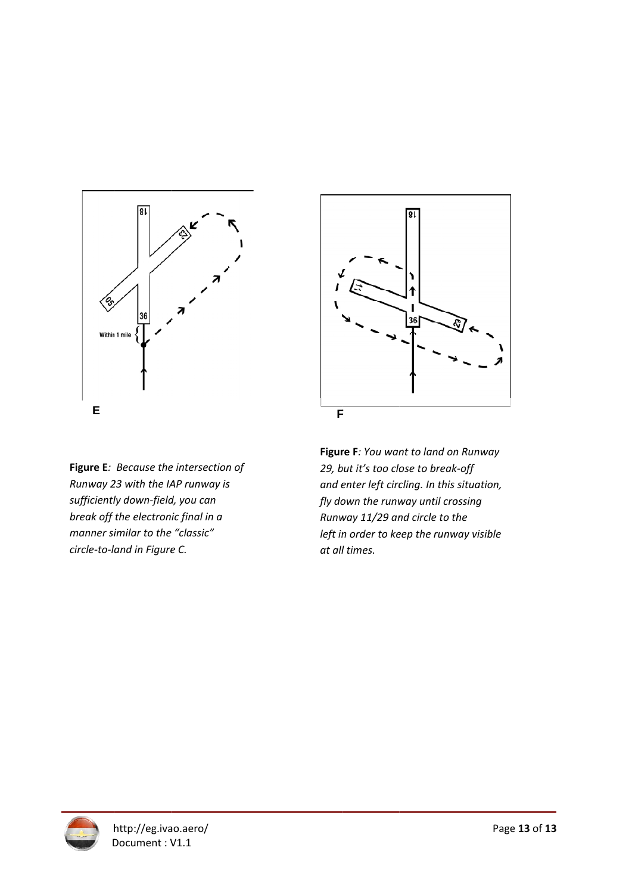18

23

05

36

Within 1 mile

E

18

11

36

23

F

**Figure E***: Because the intersection of Runway 23 with the IAP runway is sufficiently down-field, you can break off the electronic final in a manner similar to the "classic" circle-to-land in Figure C.*

**Figure F***: You want to land on Runway 29, but it's too close to break-off and enter left circling. In this situation, fly down the runway until crossing Runway 11/29 and circle to the left in order to keep the runway visible at all times.*